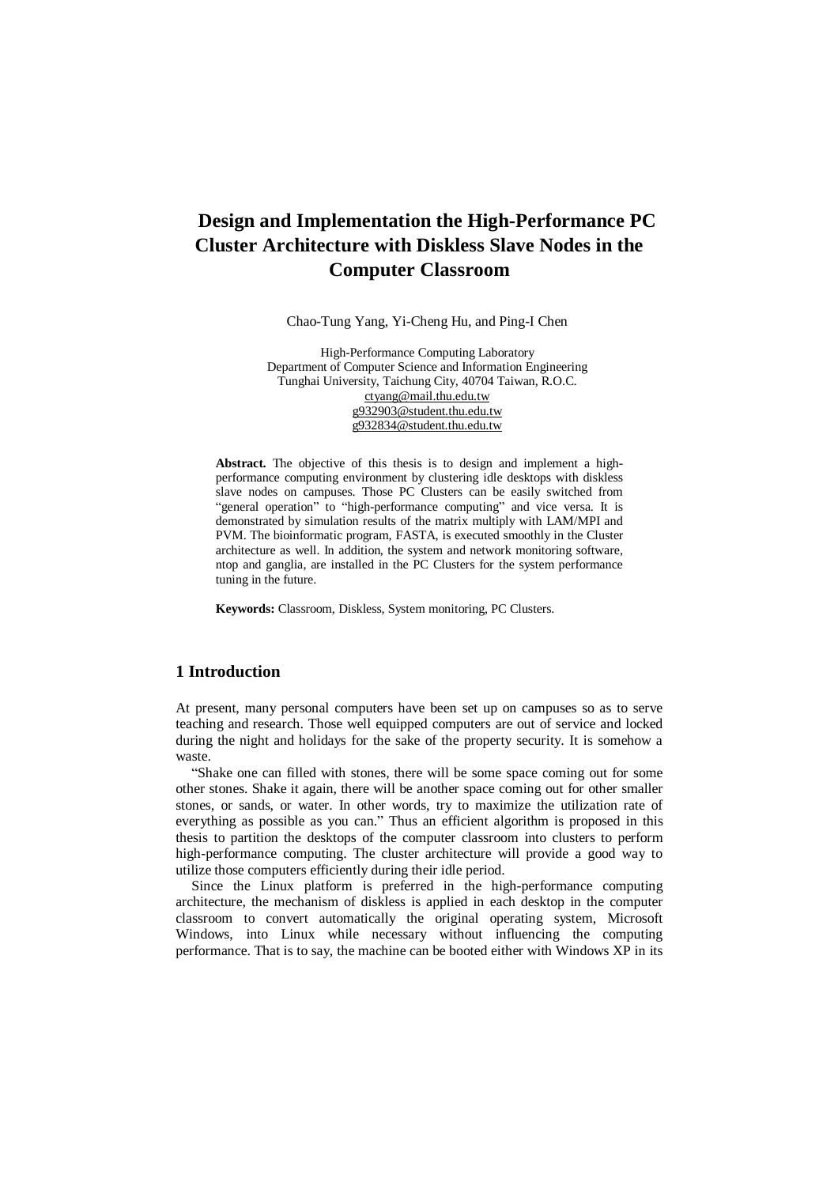# Design and Implementation the High-Performance PC Cluster Architecture with Diskless Slave Nodes in the Computer Classroom

Chao-Tung Yang, Yi-Cheng Hu, and Ping-I Chen

High-Performance Computing Laboratory
Department of Computer Science and Information Engineering
Tunghai University, Taichung City, 40704 Taiwan, R.O.C.
ctyang@mail.thu.edu.tw
g932903@student.thu.edu.tw
g932834@student.thu.edu.tw

**Abstract.** The objective of this thesis is to design and implement a high-performance computing environment by clustering idle desktops with diskless slave nodes on campuses. Those PC Clusters can be easily switched from "general operation" to "high-performance computing" and vice versa. It is demonstrated by simulation results of the matrix multiply with LAM/MPI and PVM. The bioinformatic program, FASTA, is executed smoothly in the Cluster architecture as well. In addition, the system and network monitoring software, ntop and ganglia, are installed in the PC Clusters for the system performance tuning in the future.

**Keywords:** Classroom, Diskless, System monitoring, PC Clusters.

## 1 Introduction

At present, many personal computers have been set up on campuses so as to serve teaching and research. Those well equipped computers are out of service and locked during the night and holidays for the sake of the property security. It is somehow a waste.

"Shake one can filled with stones, there will be some space coming out for some other stones. Shake it again, there will be another space coming out for other smaller stones, or sands, or water. In other words, try to maximize the utilization rate of everything as possible as you can." Thus an efficient algorithm is proposed in this thesis to partition the desktops of the computer classroom into clusters to perform high-performance computing. The cluster architecture will provide a good way to utilize those computers efficiently during their idle period.

Since the Linux platform is preferred in the high-performance computing architecture, the mechanism of diskless is applied in each desktop in the computer classroom to convert automatically the original operating system, Microsoft Windows, into Linux while necessary without influencing the computing performance. That is to say, the machine can be booted either with Windows XP in its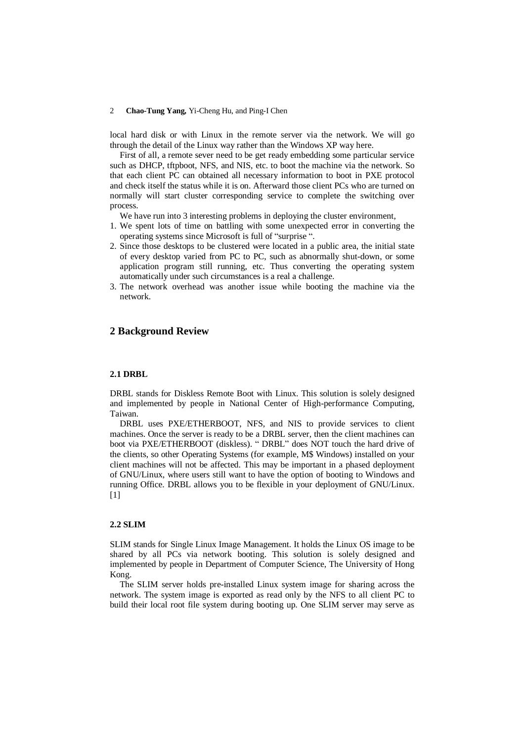local hard disk or with Linux in the remote server via the network. We will go through the detail of the Linux way rather than the Windows XP way here.

First of all, a remote sever need to be get ready embedding some particular service such as DHCP, tftpboot, NFS, and NIS, etc. to boot the machine via the network. So that each client PC can obtained all necessary information to boot in PXE protocol and check itself the status while it is on. Afterward those client PCs who are turned on normally will start cluster corresponding service to complete the switching over process.

We have run into 3 interesting problems in deploying the cluster environment,

1. We spent lots of time on battling with some unexpected error in converting the operating systems since Microsoft is full of "surprise ".
2. Since those desktops to be clustered were located in a public area, the initial state of every desktop varied from PC to PC, such as abnormally shut-down, or some application program still running, etc. Thus converting the operating system automatically under such circumstances is a real a challenge.
3. The network overhead was another issue while booting the machine via the network.

## 2 Background Review

### 2.1 DRBL

DRBL stands for Diskless Remote Boot with Linux. This solution is solely designed and implemented by people in National Center of High-performance Computing, Taiwan.

DRBL uses PXE/ETHERBOOT, NFS, and NIS to provide services to client machines. Once the server is ready to be a DRBL server, then the client machines can boot via PXE/ETHERBOOT (diskless). " DRBL" does NOT touch the hard drive of the clients, so other Operating Systems (for example, M$ Windows) installed on your client machines will not be affected. This may be important in a phased deployment of GNU/Linux, where users still want to have the option of booting to Windows and running Office. DRBL allows you to be flexible in your deployment of GNU/Linux. [1]

### 2.2 SLIM

SLIM stands for Single Linux Image Management. It holds the Linux OS image to be shared by all PCs via network booting. This solution is solely designed and implemented by people in Department of Computer Science, The University of Hong Kong.

The SLIM server holds pre-installed Linux system image for sharing across the network. The system image is exported as read only by the NFS to all client PC to build their local root file system during booting up. One SLIM server may serve as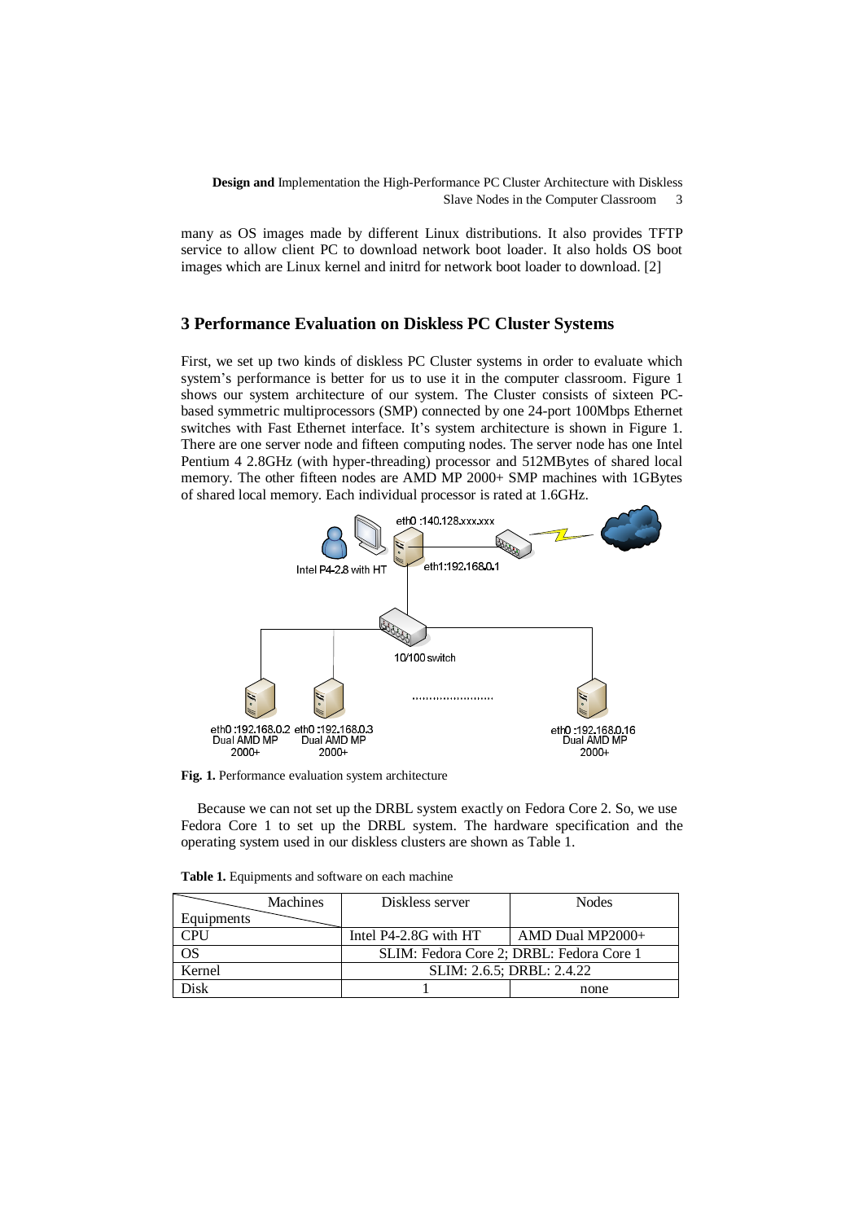many as OS images made by different Linux distributions. It also provides TFTP service to allow client PC to download network boot loader. It also holds OS boot images which are Linux kernel and initrd for network boot loader to download. [2]

## 3 Performance Evaluation on Diskless PC Cluster Systems

First, we set up two kinds of diskless PC Cluster systems in order to evaluate which system's performance is better for us to use it in the computer classroom. Figure 1 shows our system architecture of our system. The Cluster consists of sixteen PC-based symmetric multiprocessors (SMP) connected by one 24-port 100Mbps Ethernet switches with Fast Ethernet interface. It's system architecture is shown in Figure 1. There are one server node and fifteen computing nodes. The server node has one Intel Pentium 4 2.8GHz (with hyper-threading) processor and 512MBytes of shared local memory. The other fifteen nodes are AMD MP 2000+ SMP machines with 1GBytes of shared local memory. Each individual processor is rated at 1.6GHz.

**Fig. 1.** Performance evaluation system architecture

Because we can not set up the DRBL system exactly on Fedora Core 2. So, we use Fedora Core 1 to set up the DRBL system. The hardware specification and the operating system used in our diskless clusters are shown as Table 1.

**Table 1.** Equipments and software on each machine

| Equipments \ Machines | Diskless server | Nodes |
|---|---|---|
| CPU | Intel P4-2.8G with HT | AMD Dual MP2000+ |
| OS | SLIM: Fedora Core 2; DRBL: Fedora Core 1 | |
| Kernel | SLIM: 2.6.5; DRBL: 2.4.22 | |
| Disk | 1 | none |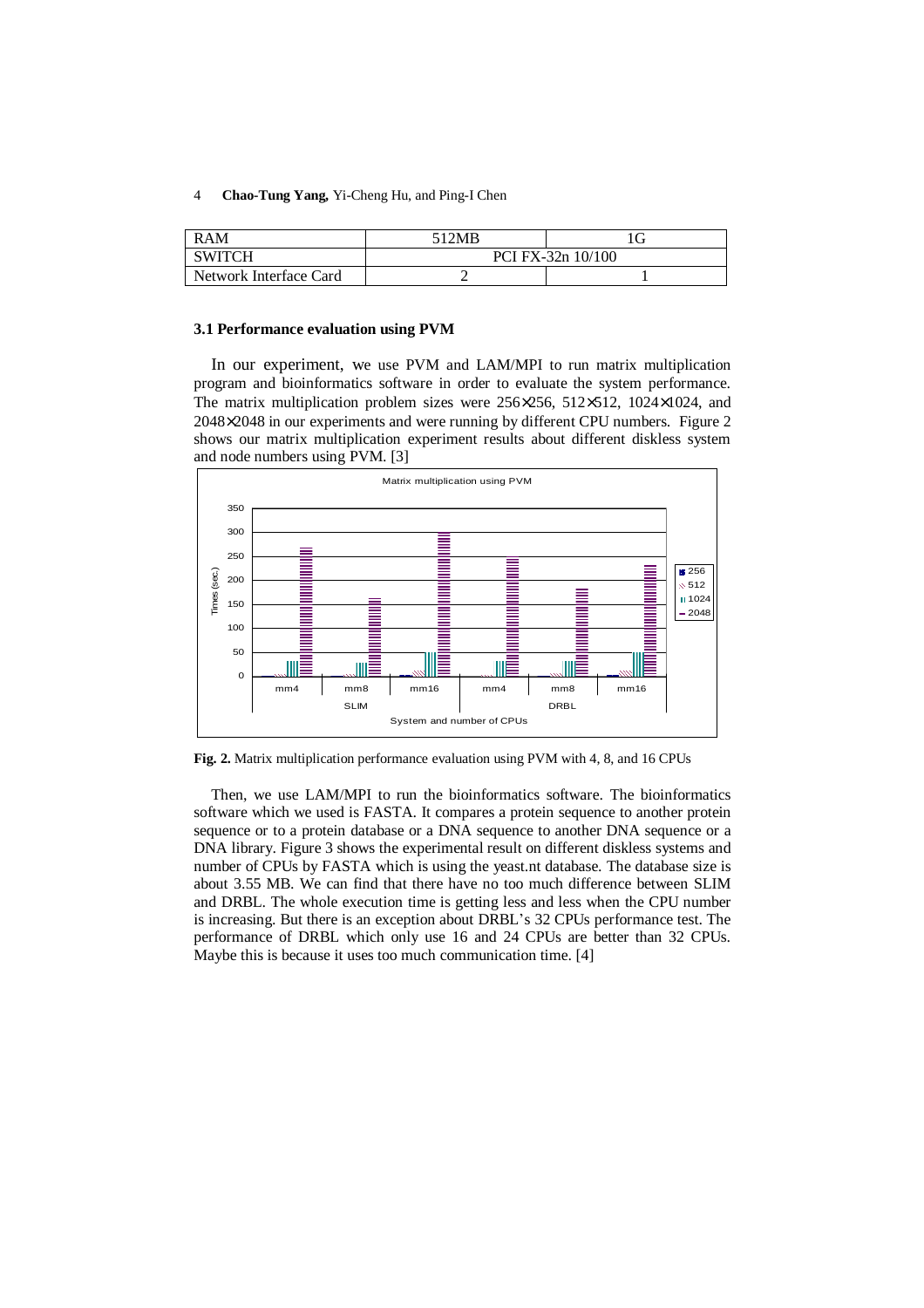| RAM | 512MB | 1G |
| --- | --- | --- |
| SWITCH | PCI FX-32n 10/100 | |
| Network Interface Card | 2 | 1 |

### 3.1 Performance evaluation using PVM

In our experiment, we use PVM and LAM/MPI to run matrix multiplication program and bioinformatics software in order to evaluate the system performance. The matrix multiplication problem sizes were 256×256, 512×512, 1024×1024, and 2048×2048 in our experiments and were running by different CPU numbers. Figure 2 shows our matrix multiplication experiment results about different diskless system and node numbers using PVM. [3]

**Fig. 2.** Matrix multiplication performance evaluation using PVM with 4, 8, and 16 CPUs

Then, we use LAM/MPI to run the bioinformatics software. The bioinformatics software which we used is FASTA. It compares a protein sequence to another protein sequence or to a protein database or a DNA sequence to another DNA sequence or a DNA library. Figure 3 shows the experimental result on different diskless systems and number of CPUs by FASTA which is using the yeast.nt database. The database size is about 3.55 MB. We can find that there have no too much difference between SLIM and DRBL. The whole execution time is getting less and less when the CPU number is increasing. But there is an exception about DRBL's 32 CPUs performance test. The performance of DRBL which only use 16 and 24 CPUs are better than 32 CPUs. Maybe this is because it uses too much communication time. [4]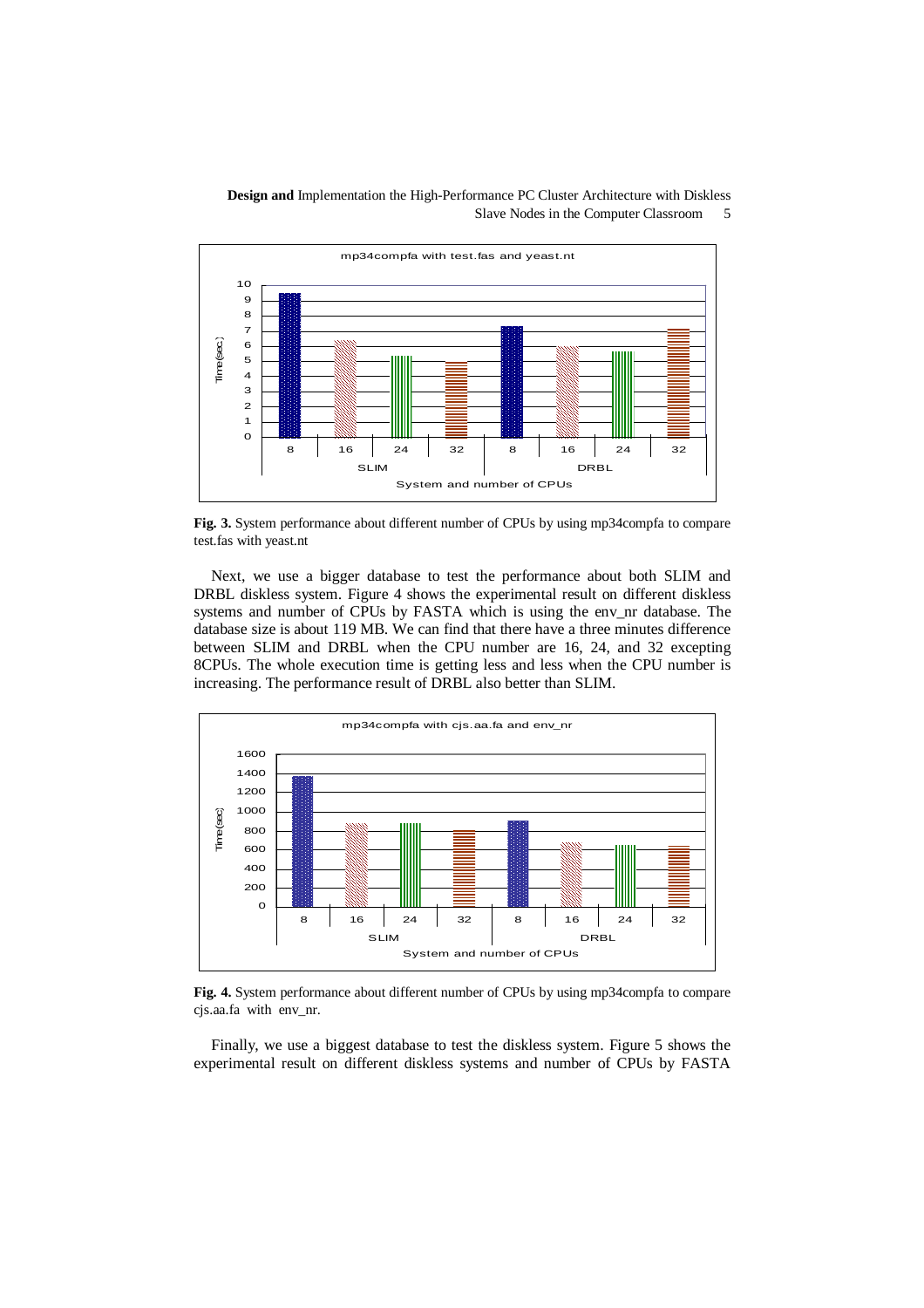**Fig. 3.** System performance about different number of CPUs by using mp34compfa to compare test.fas with yeast.nt

Next, we use a bigger database to test the performance about both SLIM and DRBL diskless system. Figure 4 shows the experimental result on different diskless systems and number of CPUs by FASTA which is using the env_nr database. The database size is about 119 MB. We can find that there have a three minutes difference between SLIM and DRBL when the CPU number are 16, 24, and 32 excepting 8CPUs. The whole execution time is getting less and less when the CPU number is increasing. The performance result of DRBL also better than SLIM.

**Fig. 4.** System performance about different number of CPUs by using mp34compfa to compare cjs.aa.fa with env_nr.

Finally, we use a biggest database to test the diskless system. Figure 5 shows the experimental result on different diskless systems and number of CPUs by FASTA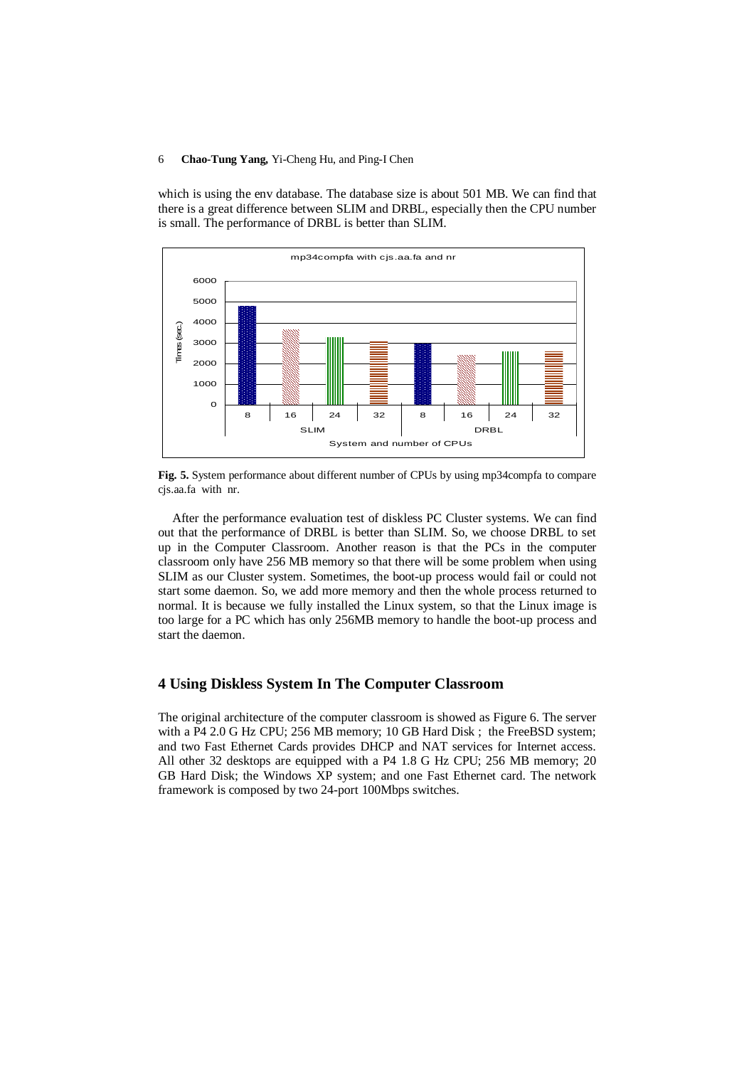which is using the env database. The database size is about 501 MB. We can find that there is a great difference between SLIM and DRBL, especially then the CPU number is small. The performance of DRBL is better than SLIM.

**Fig. 5.** System performance about different number of CPUs by using mp34compfa to compare cjs.aa.fa with nr.

After the performance evaluation test of diskless PC Cluster systems. We can find out that the performance of DRBL is better than SLIM. So, we choose DRBL to set up in the Computer Classroom. Another reason is that the PCs in the computer classroom only have 256 MB memory so that there will be some problem when using SLIM as our Cluster system. Sometimes, the boot-up process would fail or could not start some daemon. So, we add more memory and then the whole process returned to normal. It is because we fully installed the Linux system, so that the Linux image is too large for a PC which has only 256MB memory to handle the boot-up process and start the daemon.

## 4 Using Diskless System In The Computer Classroom

The original architecture of the computer classroom is showed as Figure 6. The server with a P4 2.0 G Hz CPU; 256 MB memory; 10 GB Hard Disk ; the FreeBSD system; and two Fast Ethernet Cards provides DHCP and NAT services for Internet access. All other 32 desktops are equipped with a P4 1.8 G Hz CPU; 256 MB memory; 20 GB Hard Disk; the Windows XP system; and one Fast Ethernet card. The network framework is composed by two 24-port 100Mbps switches.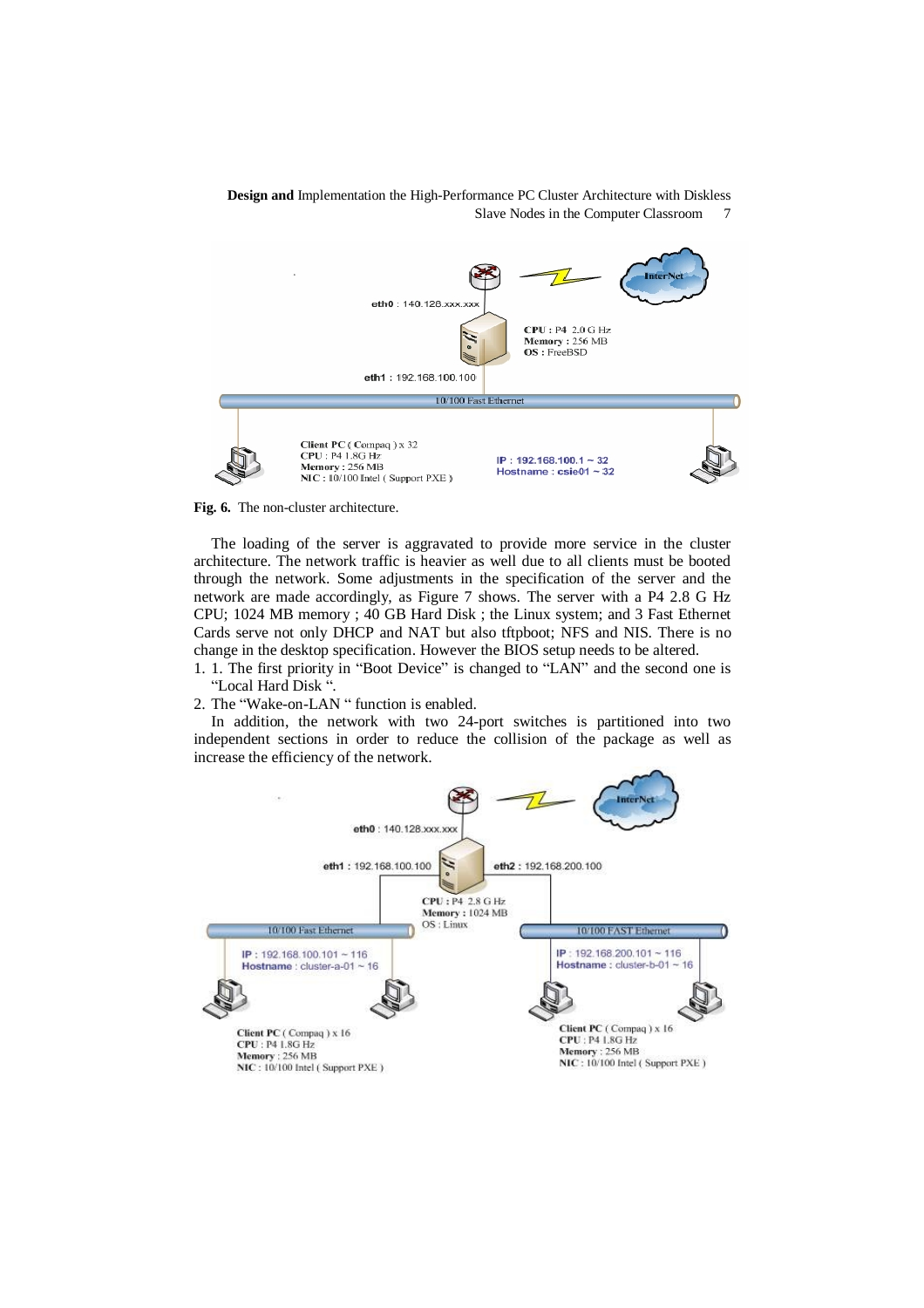Fig. 6. The non-cluster architecture.

The loading of the server is aggravated to provide more service in the cluster architecture. The network traffic is heavier as well due to all clients must be booted through the network. Some adjustments in the specification of the server and the network are made accordingly, as Figure 7 shows. The server with a P4 2.8 G Hz CPU; 1024 MB memory ; 40 GB Hard Disk ; the Linux system; and 3 Fast Ethernet Cards serve not only DHCP and NAT but also tftpboot; NFS and NIS. There is no change in the desktop specification. However the BIOS setup needs to be altered.

1. 1. The first priority in "Boot Device" is changed to "LAN" and the second one is "Local Hard Disk ".
2. The "Wake-on-LAN " function is enabled.

In addition, the network with two 24-port switches is partitioned into two independent sections in order to reduce the collision of the package as well as increase the efficiency of the network.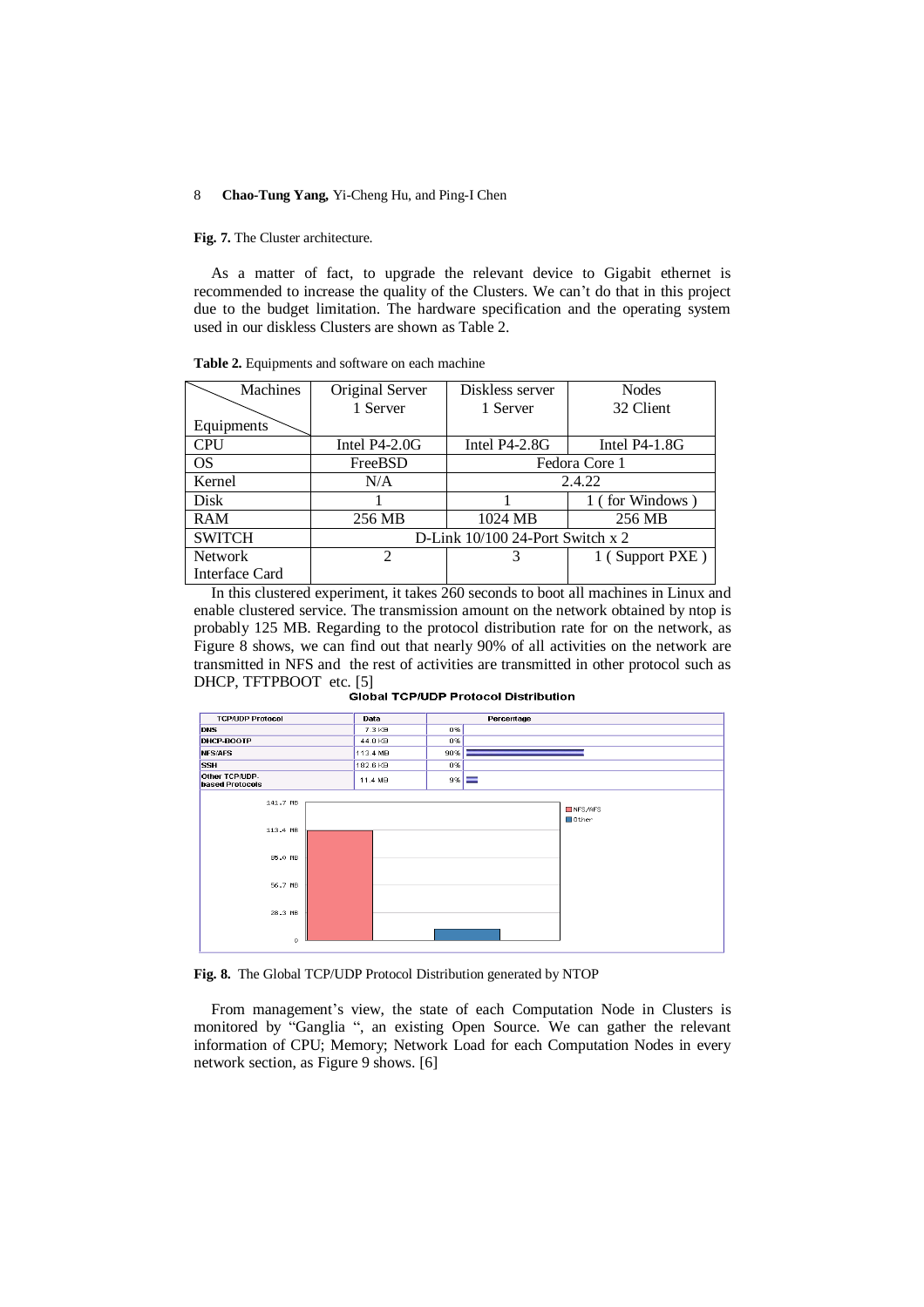**Fig. 7.** The Cluster architecture.

As a matter of fact, to upgrade the relevant device to Gigabit ethernet is recommended to increase the quality of the Clusters. We can't do that in this project due to the budget limitation. The hardware specification and the operating system used in our diskless Clusters are shown as Table 2.

**Table 2.** Equipments and software on each machine

| Machines / Equipments | Original Server 1 Server | Diskless server 1 Server | Nodes 32 Client |
|---|---|---|---|
| CPU | Intel P4-2.0G | Intel P4-2.8G | Intel P4-1.8G |
| OS | FreeBSD | Fedora Core 1 | |
| Kernel | N/A | 2.4.22 | |
| Disk | 1 | 1 | 1 ( for Windows ) |
| RAM | 256 MB | 1024 MB | 256 MB |
| SWITCH | D-Link 10/100 24-Port Switch x 2 | | |
| Network Interface Card | 2 | 3 | 1 ( Support PXE ) |

In this clustered experiment, it takes 260 seconds to boot all machines in Linux and enable clustered service. The transmission amount on the network obtained by ntop is probably 125 MB. Regarding to the protocol distribution rate for on the network, as Figure 8 shows, we can find out that nearly 90% of all activities on the network are transmitted in NFS and the rest of activities are transmitted in other protocol such as DHCP, TFTPBOOT etc. [5]

**Global TCP/UDP Protocol Distribution**

| TCP/UDP Protocol | Data | Percentage |
|---|---|---|
| DNS | 7.3 KB | 0% |
| DHCP-BOOTP | 44.0 KB | 0% |
| NFS/AFS | 113.4 MB | 90% |
| SSH | 182.6 KB | 0% |
| Other TCP/UDP-based Protocols | 11.4 MB | 9% |

**Fig. 8.** The Global TCP/UDP Protocol Distribution generated by NTOP

From management's view, the state of each Computation Node in Clusters is monitored by "Ganglia ", an existing Open Source. We can gather the relevant information of CPU; Memory; Network Load for each Computation Nodes in every network section, as Figure 9 shows. [6]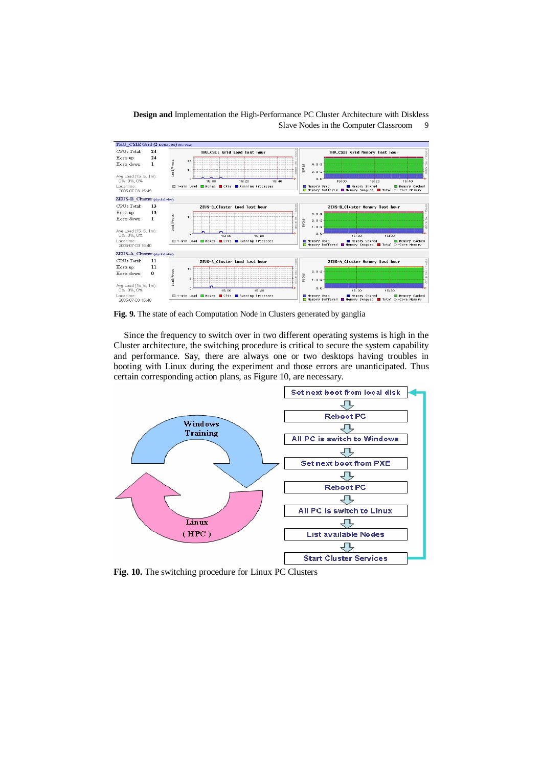**Fig. 9.** The state of each Computation Node in Clusters generated by ganglia

Since the frequency to switch over in two different operating systems is high in the Cluster architecture, the switching procedure is critical to secure the system capability and performance. Say, there are always one or two desktops having troubles in booting with Linux during the experiment and those errors are unanticipated. Thus certain corresponding action plans, as Figure 10, are necessary.

**Fig. 10.** The switching procedure for Linux PC Clusters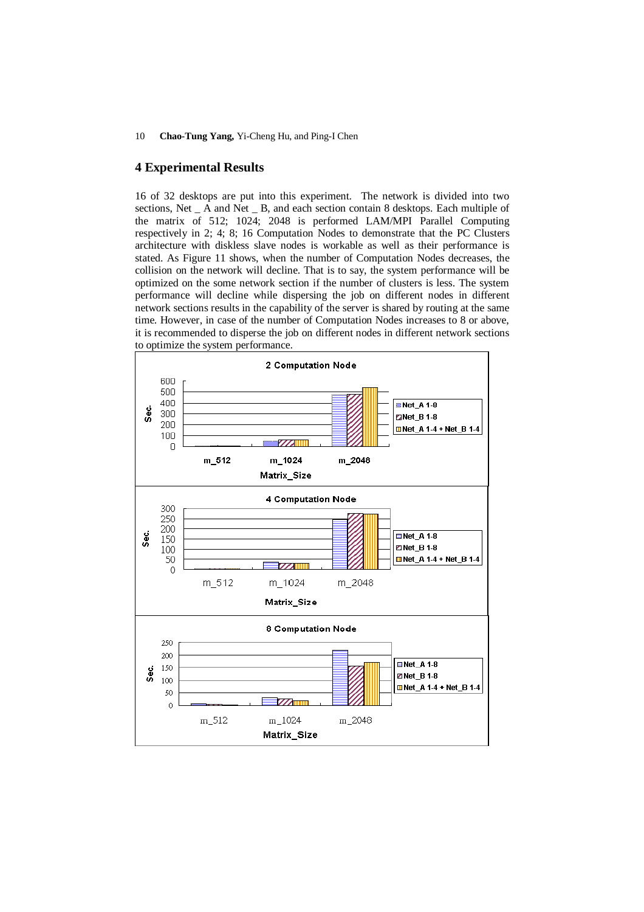## 4 Experimental Results

16 of 32 desktops are put into this experiment. The network is divided into two sections, Net _ A and Net _ B, and each section contain 8 desktops. Each multiple of the matrix of 512; 1024; 2048 is performed LAM/MPI Parallel Computing respectively in 2; 4; 8; 16 Computation Nodes to demonstrate that the PC Clusters architecture with diskless slave nodes is workable as well as their performance is stated. As Figure 11 shows, when the number of Computation Nodes decreases, the collision on the network will decline. That is to say, the system performance will be optimized on the some network section if the number of clusters is less. The system performance will decline while dispersing the job on different nodes in different network sections results in the capability of the server is shared by routing at the same time. However, in case of the number of Computation Nodes increases to 8 or above, it is recommended to disperse the job on different nodes in different network sections to optimize the system performance.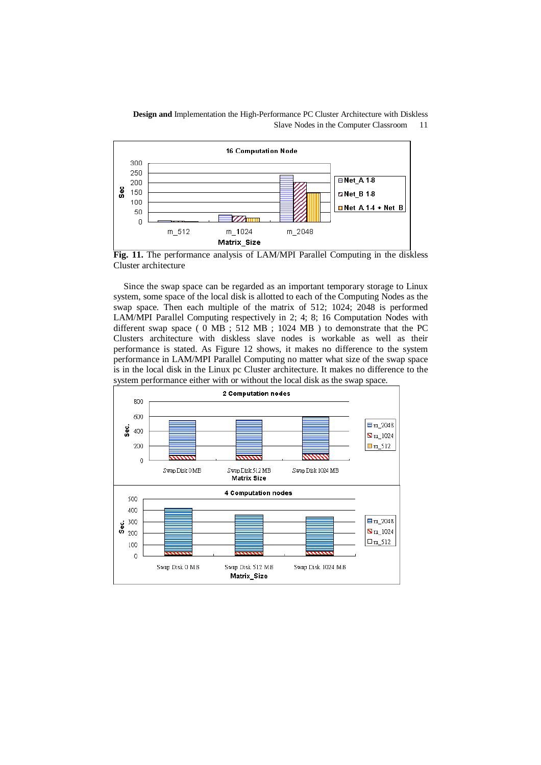**Fig. 11.** The performance analysis of LAM/MPI Parallel Computing in the diskless Cluster architecture

Since the swap space can be regarded as an important temporary storage to Linux system, some space of the local disk is allotted to each of the Computing Nodes as the swap space. Then each multiple of the matrix of 512; 1024; 2048 is performed LAM/MPI Parallel Computing respectively in 2; 4; 8; 16 Computation Nodes with different swap space ( 0 MB ; 512 MB ; 1024 MB ) to demonstrate that the PC Clusters architecture with diskless slave nodes is workable as well as their performance is stated. As Figure 12 shows, it makes no difference to the system performance in LAM/MPI Parallel Computing no matter what size of the swap space is in the local disk in the Linux pc Cluster architecture. It makes no difference to the system performance either with or without the local disk as the swap space.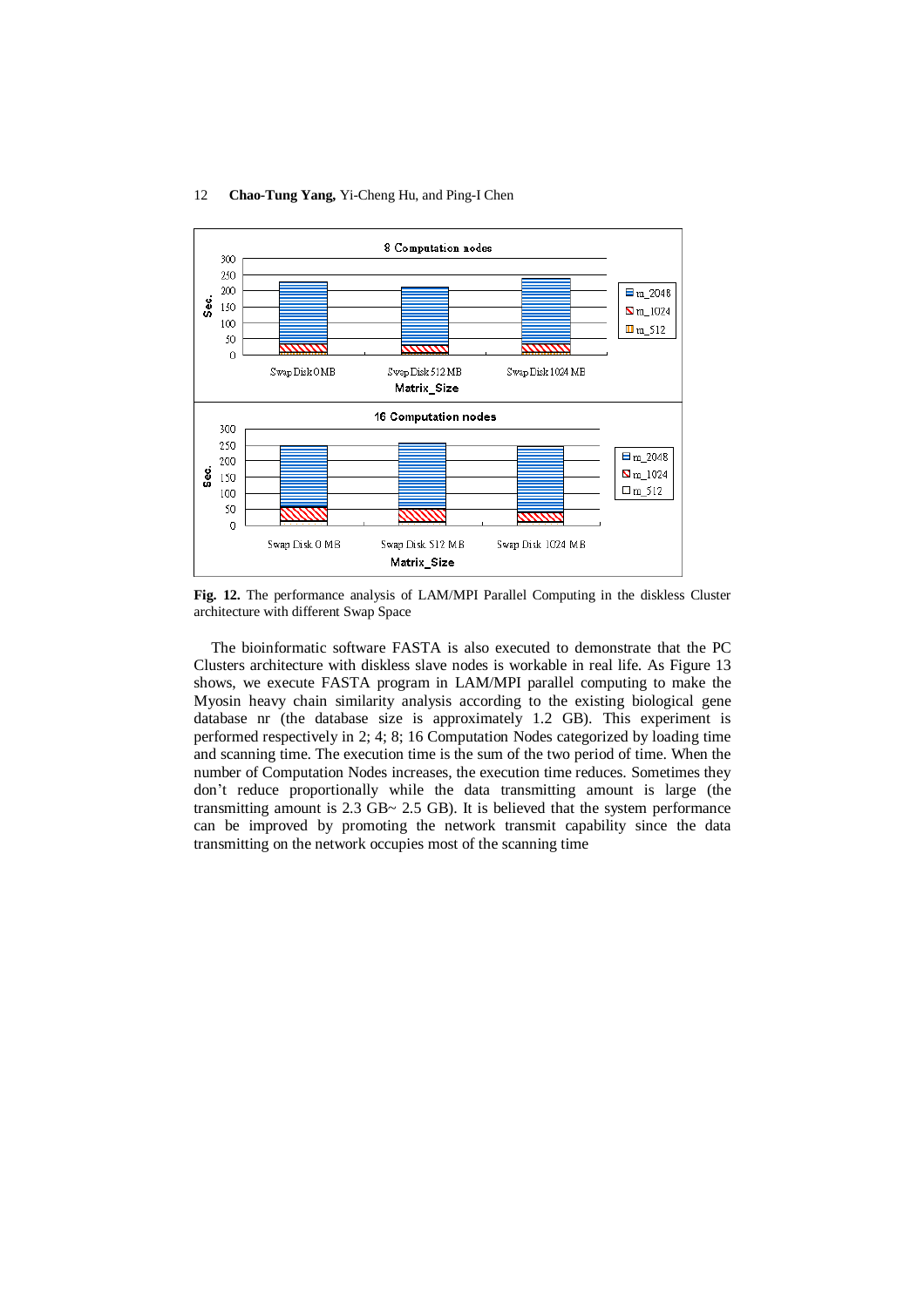**Fig. 12.** The performance analysis of LAM/MPI Parallel Computing in the diskless Cluster architecture with different Swap Space

The bioinformatic software FASTA is also executed to demonstrate that the PC Clusters architecture with diskless slave nodes is workable in real life. As Figure 13 shows, we execute FASTA program in LAM/MPI parallel computing to make the Myosin heavy chain similarity analysis according to the existing biological gene database nr (the database size is approximately 1.2 GB). This experiment is performed respectively in 2; 4; 8; 16 Computation Nodes categorized by loading time and scanning time. The execution time is the sum of the two period of time. When the number of Computation Nodes increases, the execution time reduces. Sometimes they don't reduce proportionally while the data transmitting amount is large (the transmitting amount is 2.3 GB~ 2.5 GB). It is believed that the system performance can be improved by promoting the network transmit capability since the data transmitting on the network occupies most of the scanning time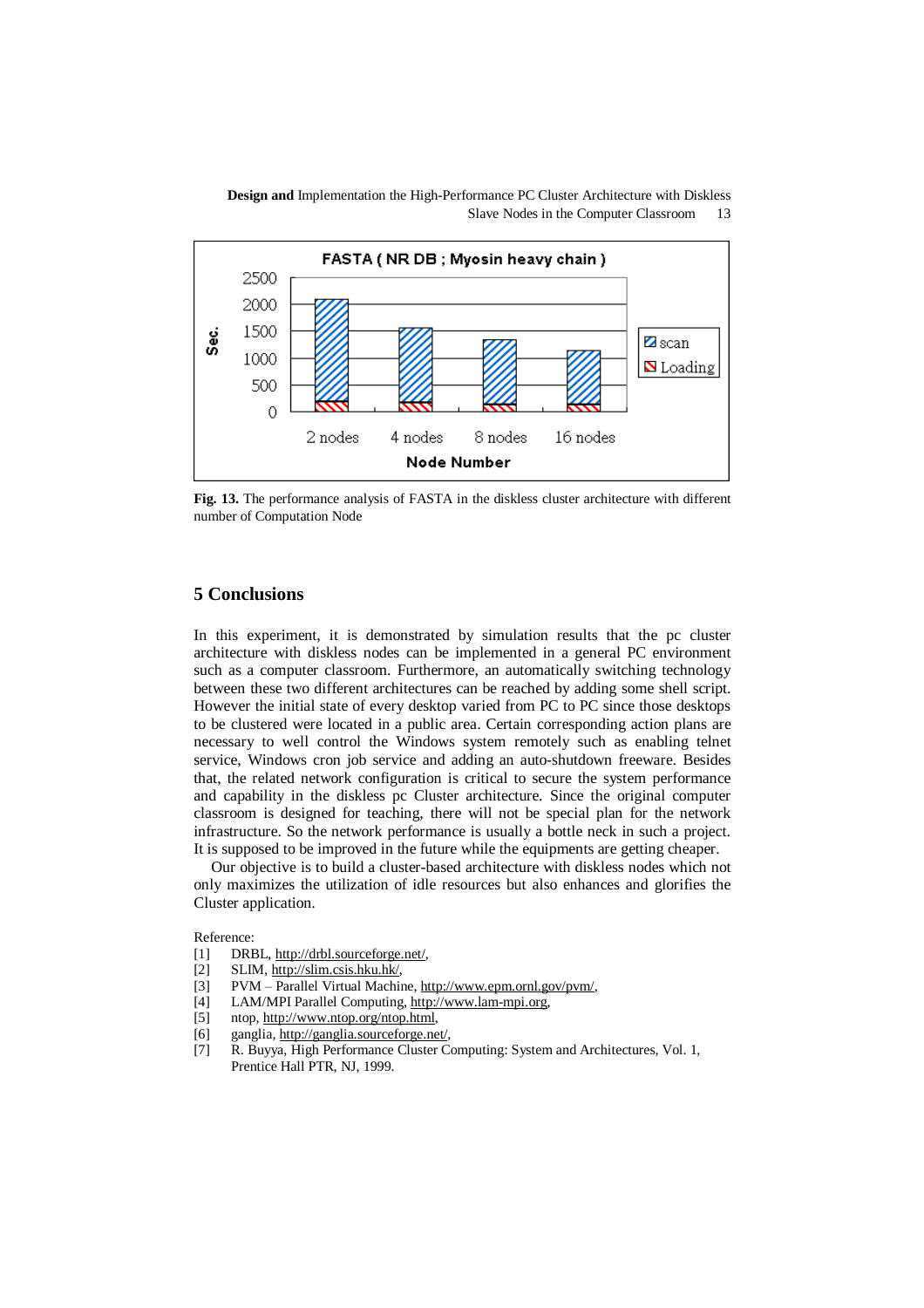**Fig. 13.** The performance analysis of FASTA in the diskless cluster architecture with different number of Computation Node

## 5 Conclusions

In this experiment, it is demonstrated by simulation results that the pc cluster architecture with diskless nodes can be implemented in a general PC environment such as a computer classroom. Furthermore, an automatically switching technology between these two different architectures can be reached by adding some shell script. However the initial state of every desktop varied from PC to PC since those desktops to be clustered were located in a public area. Certain corresponding action plans are necessary to well control the Windows system remotely such as enabling telnet service, Windows cron job service and adding an auto-shutdown freeware. Besides that, the related network configuration is critical to secure the system performance and capability in the diskless pc Cluster architecture. Since the original computer classroom is designed for teaching, there will not be special plan for the network infrastructure. So the network performance is usually a bottle neck in such a project. It is supposed to be improved in the future while the equipments are getting cheaper.

Our objective is to build a cluster-based architecture with diskless nodes which not only maximizes the utilization of idle resources but also enhances and glorifies the Cluster application.

Reference:

[1] DRBL, http://drbl.sourceforge.net/,

[2] SLIM, http://slim.csis.hku.hk/,

[3] PVM – Parallel Virtual Machine, http://www.epm.ornl.gov/pvm/,

[4] LAM/MPI Parallel Computing, http://www.lam-mpi.org,

[5] ntop, http://www.ntop.org/ntop.html,

[6] ganglia, http://ganglia.sourceforge.net/,

[7] R. Buyya, High Performance Cluster Computing: System and Architectures, Vol. 1, Prentice Hall PTR, NJ, 1999.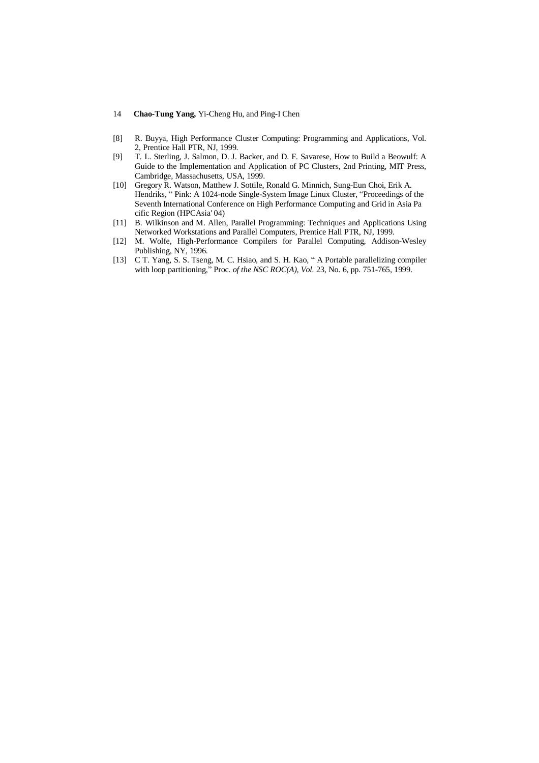[8] R. Buyya, High Performance Cluster Computing: Programming and Applications, Vol. 2, Prentice Hall PTR, NJ, 1999.

[9] T. L. Sterling, J. Salmon, D. J. Backer, and D. F. Savarese, How to Build a Beowulf: A Guide to the Implementation and Application of PC Clusters, 2nd Printing, MIT Press, Cambridge, Massachusetts, USA, 1999.

[10] Gregory R. Watson, Matthew J. Sottile, Ronald G. Minnich, Sung-Eun Choi, Erik A. Hendriks, " Pink: A 1024-node Single-System Image Linux Cluster, "Proceedings of the Seventh International Conference on High Performance Computing and Grid in Asia Pa cific Region (HPCAsia' 04)

[11] B. Wilkinson and M. Allen, Parallel Programming: Techniques and Applications Using Networked Workstations and Parallel Computers, Prentice Hall PTR, NJ, 1999.

[12] M. Wolfe, High-Performance Compilers for Parallel Computing, Addison-Wesley Publishing, NY, 1996.

[13] C T. Yang, S. S. Tseng, M. C. Hsiao, and S. H. Kao, " A Portable parallelizing compiler with loop partitioning," Proc. *of the NSC ROC(A), Vol.* 23, No. 6, pp. 751-765, 1999.